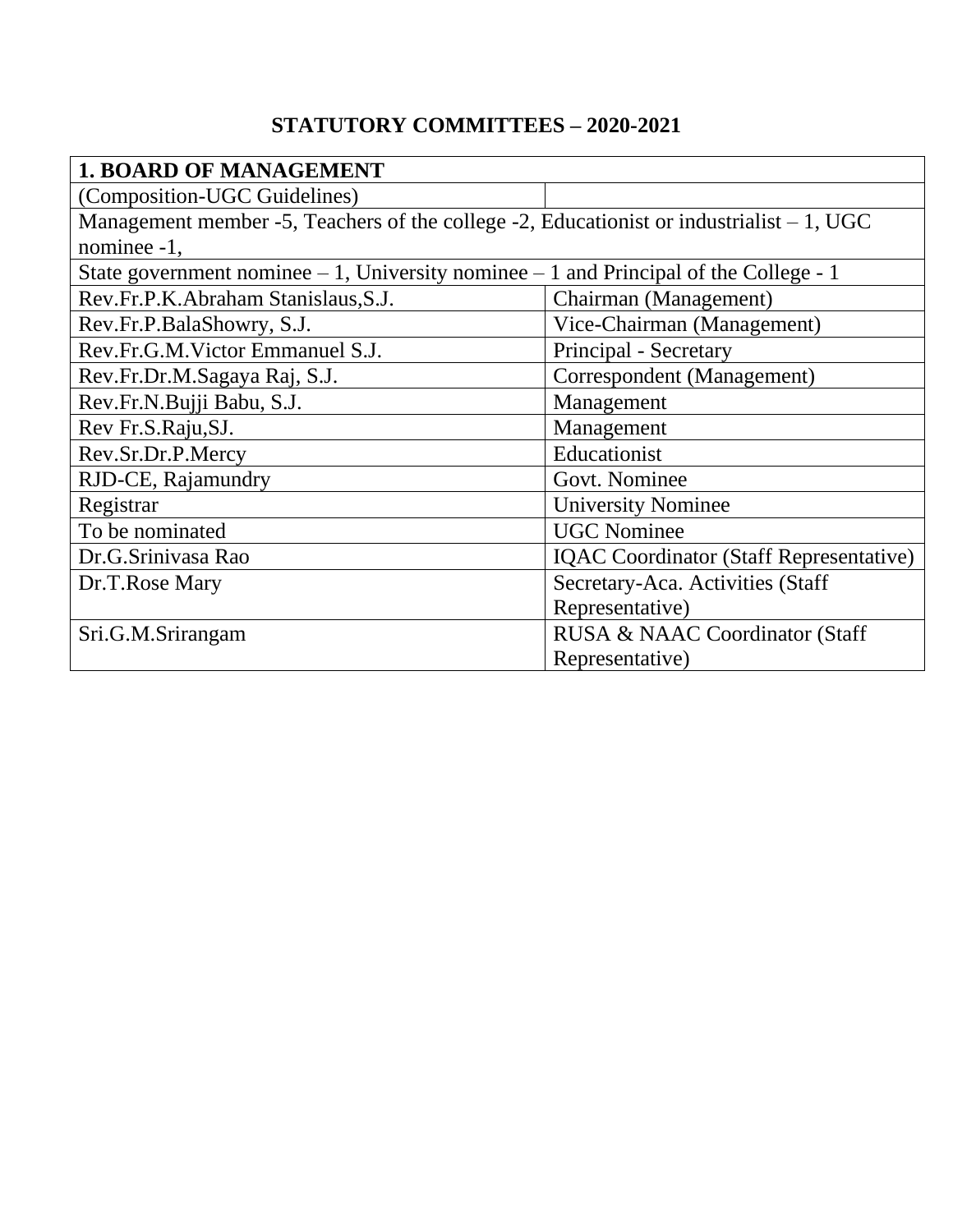# STATUTORY COMMITTEES – 2020-2021

| 1. BOARD OF MANAGEMENT | |
|---|---|
| (Composition-UGC Guidelines) | |
| Management member -5, Teachers of the college -2, Educationist or industrialist – 1, UGC nominee -1, | |
| State government nominee – 1, University nominee – 1 and Principal of the College - 1 | |
| Rev.Fr.P.K.Abraham Stanislaus,S.J. | Chairman (Management) |
| Rev.Fr.P.BalaShowry, S.J. | Vice-Chairman (Management) |
| Rev.Fr.G.M.Victor Emmanuel S.J. | Principal - Secretary |
| Rev.Fr.Dr.M.Sagaya Raj, S.J. | Correspondent (Management) |
| Rev.Fr.N.Bujji Babu, S.J. | Management |
| Rev Fr.S.Raju,SJ. | Management |
| Rev.Sr.Dr.P.Mercy | Educationist |
| RJD-CE, Rajamundry | Govt. Nominee |
| Registrar | University Nominee |
| To be nominated | UGC Nominee |
| Dr.G.Srinivasa Rao | IQAC Coordinator (Staff Representative) |
| Dr.T.Rose Mary | Secretary-Aca. Activities (Staff Representative) |
| Sri.G.M.Srirangam | RUSA & NAAC Coordinator (Staff Representative) |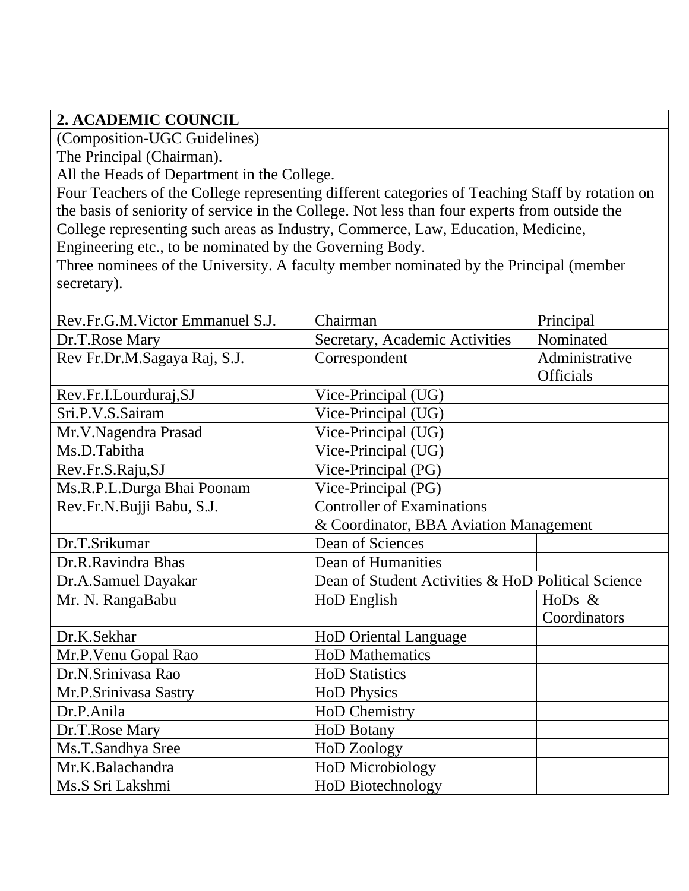## 2. ACADEMIC COUNCIL

(Composition-UGC Guidelines)
The Principal (Chairman).
All the Heads of Department in the College.
Four Teachers of the College representing different categories of Teaching Staff by rotation on the basis of seniority of service in the College. Not less than four experts from outside the College representing such areas as Industry, Commerce, Law, Education, Medicine, Engineering etc., to be nominated by the Governing Body.
Three nominees of the University. A faculty member nominated by the Principal (member secretary).

| | | |
|---|---|---|
| Rev.Fr.G.M.Victor Emmanuel S.J. | Chairman | Principal |
| Dr.T.Rose Mary | Secretary, Academic Activities | Nominated |
| Rev Fr.Dr.M.Sagaya Raj, S.J. | Correspondent | Administrative Officials |
| Rev.Fr.I.Lourduraj,SJ | Vice-Principal (UG) | |
| Sri.P.V.S.Sairam | Vice-Principal (UG) | |
| Mr.V.Nagendra Prasad | Vice-Principal (UG) | |
| Ms.D.Tabitha | Vice-Principal (UG) | |
| Rev.Fr.S.Raju,SJ | Vice-Principal (PG) | |
| Ms.R.P.L.Durga Bhai Poonam | Vice-Principal (PG) | |
| Rev.Fr.N.Bujji Babu, S.J. | Controller of Examinations & Coordinator, BBA Aviation Management | |
| Dr.T.Srikumar | Dean of Sciences | |
| Dr.R.Ravindra Bhas | Dean of Humanities | |
| Dr.A.Samuel Dayakar | Dean of Student Activities & HoD Political Science | |
| Mr. N. RangaBabu | HoD English | HoDs & Coordinators |
| Dr.K.Sekhar | HoD Oriental Language | |
| Mr.P.Venu Gopal Rao | HoD Mathematics | |
| Dr.N.Srinivasa Rao | HoD Statistics | |
| Mr.P.Srinivasa Sastry | HoD Physics | |
| Dr.P.Anila | HoD Chemistry | |
| Dr.T.Rose Mary | HoD Botany | |
| Ms.T.Sandhya Sree | HoD Zoology | |
| Mr.K.Balachandra | HoD Microbiology | |
| Ms.S Sri Lakshmi | HoD Biotechnology | |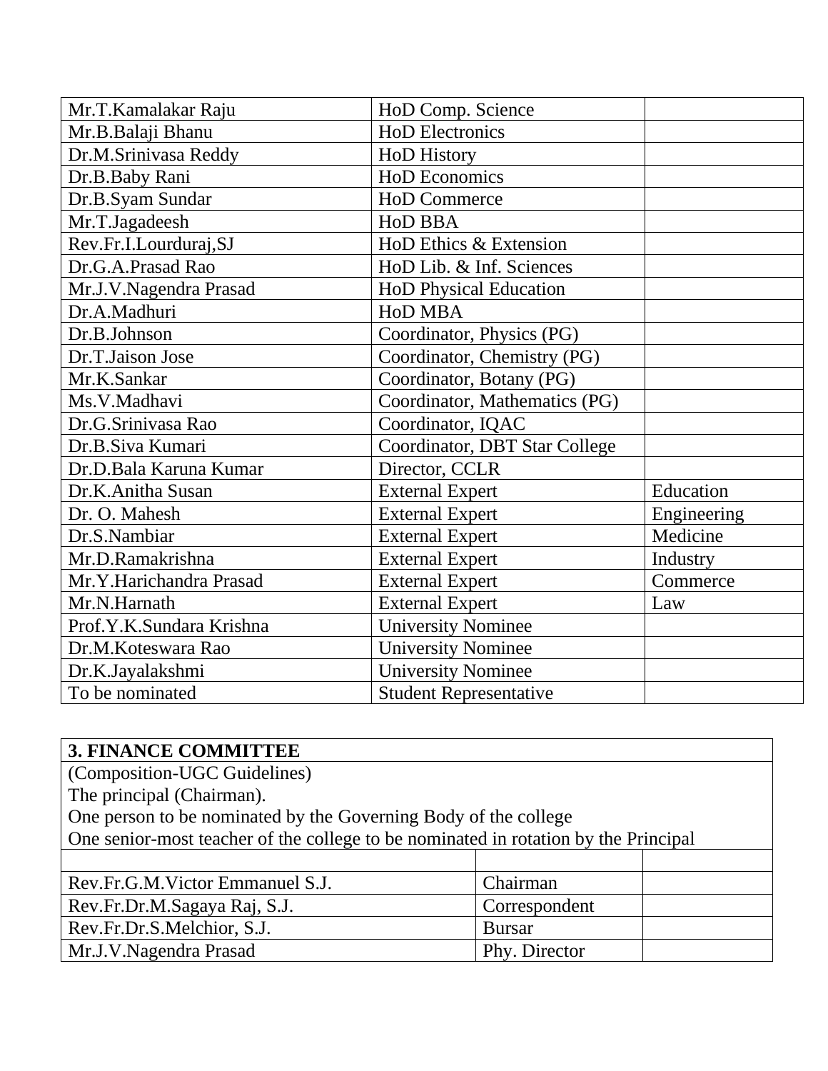| | | |
|---|---|---|
| Mr.T.Kamalakar Raju | HoD Comp. Science | |
| Mr.B.Balaji Bhanu | HoD Electronics | |
| Dr.M.Srinivasa Reddy | HoD History | |
| Dr.B.Baby Rani | HoD Economics | |
| Dr.B.Syam Sundar | HoD Commerce | |
| Mr.T.Jagadeesh | HoD BBA | |
| Rev.Fr.I.Lourduraj,SJ | HoD Ethics & Extension | |
| Dr.G.A.Prasad Rao | HoD Lib. & Inf. Sciences | |
| Mr.J.V.Nagendra Prasad | HoD Physical Education | |
| Dr.A.Madhuri | HoD MBA | |
| Dr.B.Johnson | Coordinator, Physics (PG) | |
| Dr.T.Jaison Jose | Coordinator, Chemistry (PG) | |
| Mr.K.Sankar | Coordinator, Botany (PG) | |
| Ms.V.Madhavi | Coordinator, Mathematics (PG) | |
| Dr.G.Srinivasa Rao | Coordinator, IQAC | |
| Dr.B.Siva Kumari | Coordinator, DBT Star College | |
| Dr.D.Bala Karuna Kumar | Director, CCLR | |
| Dr.K.Anitha Susan | External Expert | Education |
| Dr. O. Mahesh | External Expert | Engineering |
| Dr.S.Nambiar | External Expert | Medicine |
| Mr.D.Ramakrishna | External Expert | Industry |
| Mr.Y.Harichandra Prasad | External Expert | Commerce |
| Mr.N.Harnath | External Expert | Law |
| Prof.Y.K.Sundara Krishna | University Nominee | |
| Dr.M.Koteswara Rao | University Nominee | |
| Dr.K.Jayalakshmi | University Nominee | |
| To be nominated | Student Representative | |

**3. FINANCE COMMITTEE**

(Composition-UGC Guidelines)
The principal (Chairman).
One person to be nominated by the Governing Body of the college
One senior-most teacher of the college to be nominated in rotation by the Principal

| | | |
|---|---|---|
| Rev.Fr.G.M.Victor Emmanuel S.J. | Chairman | |
| Rev.Fr.Dr.M.Sagaya Raj, S.J. | Correspondent | |
| Rev.Fr.Dr.S.Melchior, S.J. | Bursar | |
| Mr.J.V.Nagendra Prasad | Phy. Director | |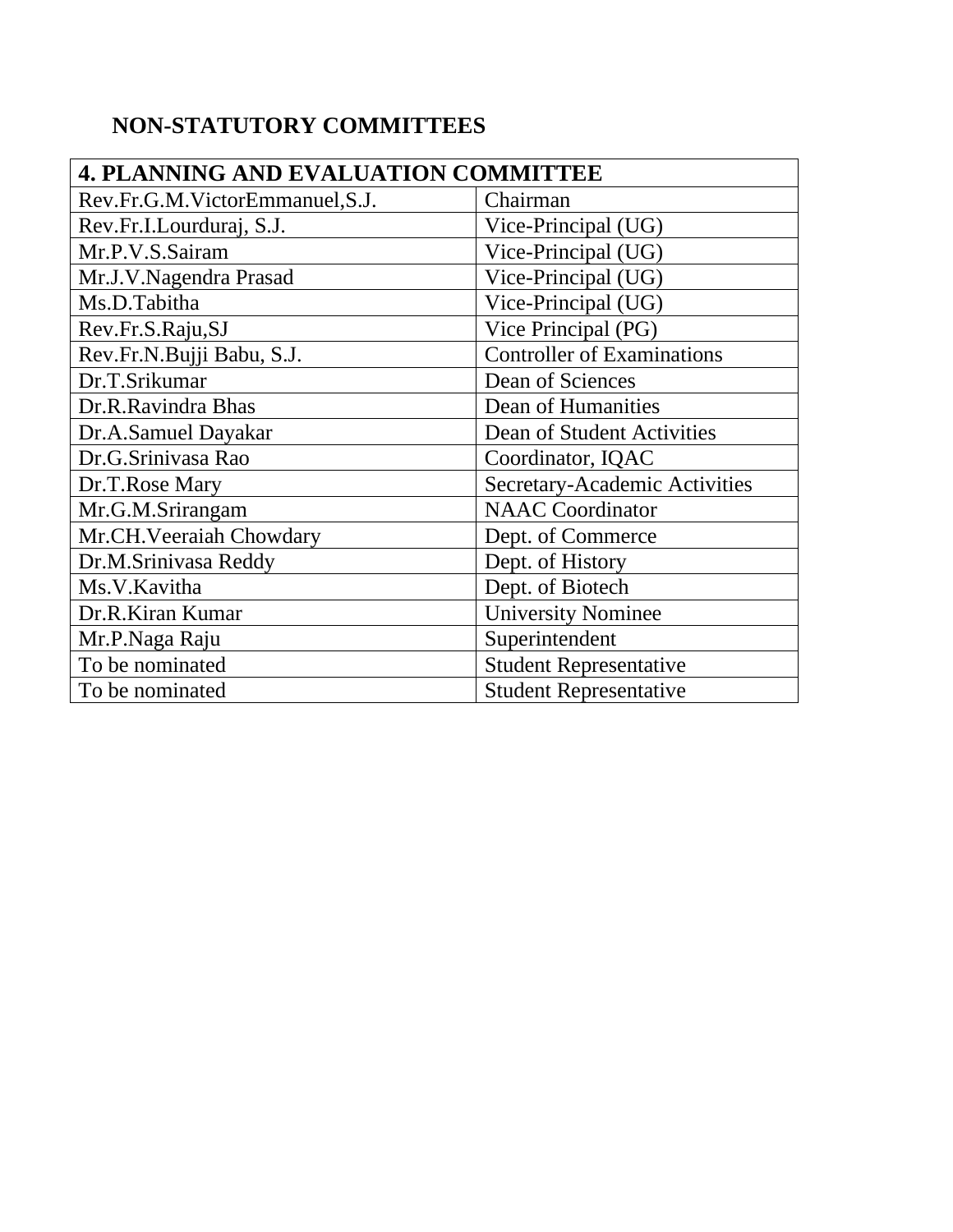## NON-STATUTORY COMMITTEES

| 4. PLANNING AND EVALUATION COMMITTEE | |
|---|---|
| Rev.Fr.G.M.VictorEmmanuel,S.J. | Chairman |
| Rev.Fr.I.Lourduraj, S.J. | Vice-Principal (UG) |
| Mr.P.V.S.Sairam | Vice-Principal (UG) |
| Mr.J.V.Nagendra Prasad | Vice-Principal (UG) |
| Ms.D.Tabitha | Vice-Principal (UG) |
| Rev.Fr.S.Raju,SJ | Vice Principal (PG) |
| Rev.Fr.N.Bujji Babu, S.J. | Controller of Examinations |
| Dr.T.Srikumar | Dean of Sciences |
| Dr.R.Ravindra Bhas | Dean of Humanities |
| Dr.A.Samuel Dayakar | Dean of Student Activities |
| Dr.G.Srinivasa Rao | Coordinator, IQAC |
| Dr.T.Rose Mary | Secretary-Academic Activities |
| Mr.G.M.Srirangam | NAAC Coordinator |
| Mr.CH.Veeraiah Chowdary | Dept. of Commerce |
| Dr.M.Srinivasa Reddy | Dept. of History |
| Ms.V.Kavitha | Dept. of Biotech |
| Dr.R.Kiran Kumar | University Nominee |
| Mr.P.Naga Raju | Superintendent |
| To be nominated | Student Representative |
| To be nominated | Student Representative |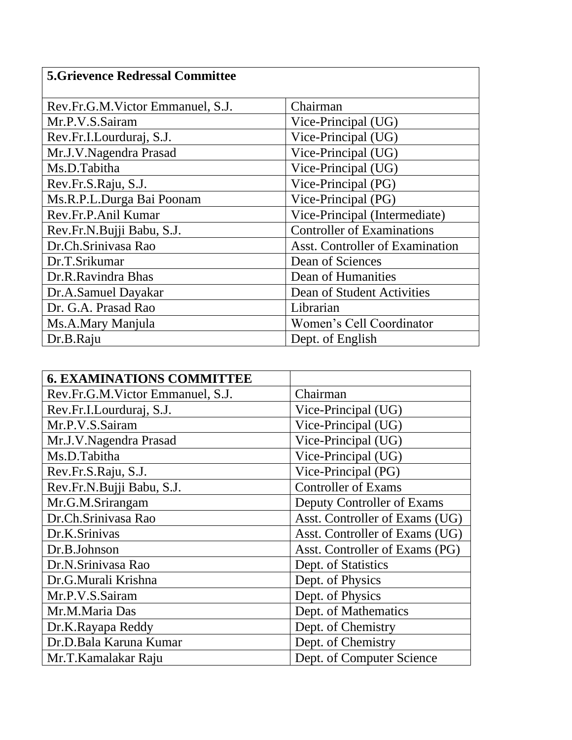| **5.Grievence Redressal Committee** | |
|---|---|
| Rev.Fr.G.M.Victor Emmanuel, S.J. | Chairman |
| Mr.P.V.S.Sairam | Vice-Principal (UG) |
| Rev.Fr.I.Lourduraj, S.J. | Vice-Principal (UG) |
| Mr.J.V.Nagendra Prasad | Vice-Principal (UG) |
| Ms.D.Tabitha | Vice-Principal (UG) |
| Rev.Fr.S.Raju, S.J. | Vice-Principal (PG) |
| Ms.R.P.L.Durga Bai Poonam | Vice-Principal (PG) |
| Rev.Fr.P.Anil Kumar | Vice-Principal (Intermediate) |
| Rev.Fr.N.Bujji Babu, S.J. | Controller of Examinations |
| Dr.Ch.Srinivasa Rao | Asst. Controller of Examination |
| Dr.T.Srikumar | Dean of Sciences |
| Dr.R.Ravindra Bhas | Dean of Humanities |
| Dr.A.Samuel Dayakar | Dean of Student Activities |
| Dr. G.A. Prasad Rao | Librarian |
| Ms.A.Mary Manjula | Women's Cell Coordinator |
| Dr.B.Raju | Dept. of English |

| **6. EXAMINATIONS COMMITTEE** | |
|---|---|
| Rev.Fr.G.M.Victor Emmanuel, S.J. | Chairman |
| Rev.Fr.I.Lourduraj, S.J. | Vice-Principal (UG) |
| Mr.P.V.S.Sairam | Vice-Principal (UG) |
| Mr.J.V.Nagendra Prasad | Vice-Principal (UG) |
| Ms.D.Tabitha | Vice-Principal (UG) |
| Rev.Fr.S.Raju, S.J. | Vice-Principal (PG) |
| Rev.Fr.N.Bujji Babu, S.J. | Controller of Exams |
| Mr.G.M.Srirangam | Deputy Controller of Exams |
| Dr.Ch.Srinivasa Rao | Asst. Controller of Exams (UG) |
| Dr.K.Srinivas | Asst. Controller of Exams (UG) |
| Dr.B.Johnson | Asst. Controller of Exams (PG) |
| Dr.N.Srinivasa Rao | Dept. of Statistics |
| Dr.G.Murali Krishna | Dept. of Physics |
| Mr.P.V.S.Sairam | Dept. of Physics |
| Mr.M.Maria Das | Dept. of Mathematics |
| Dr.K.Rayapa Reddy | Dept. of Chemistry |
| Dr.D.Bala Karuna Kumar | Dept. of Chemistry |
| Mr.T.Kamalakar Raju | Dept. of Computer Science |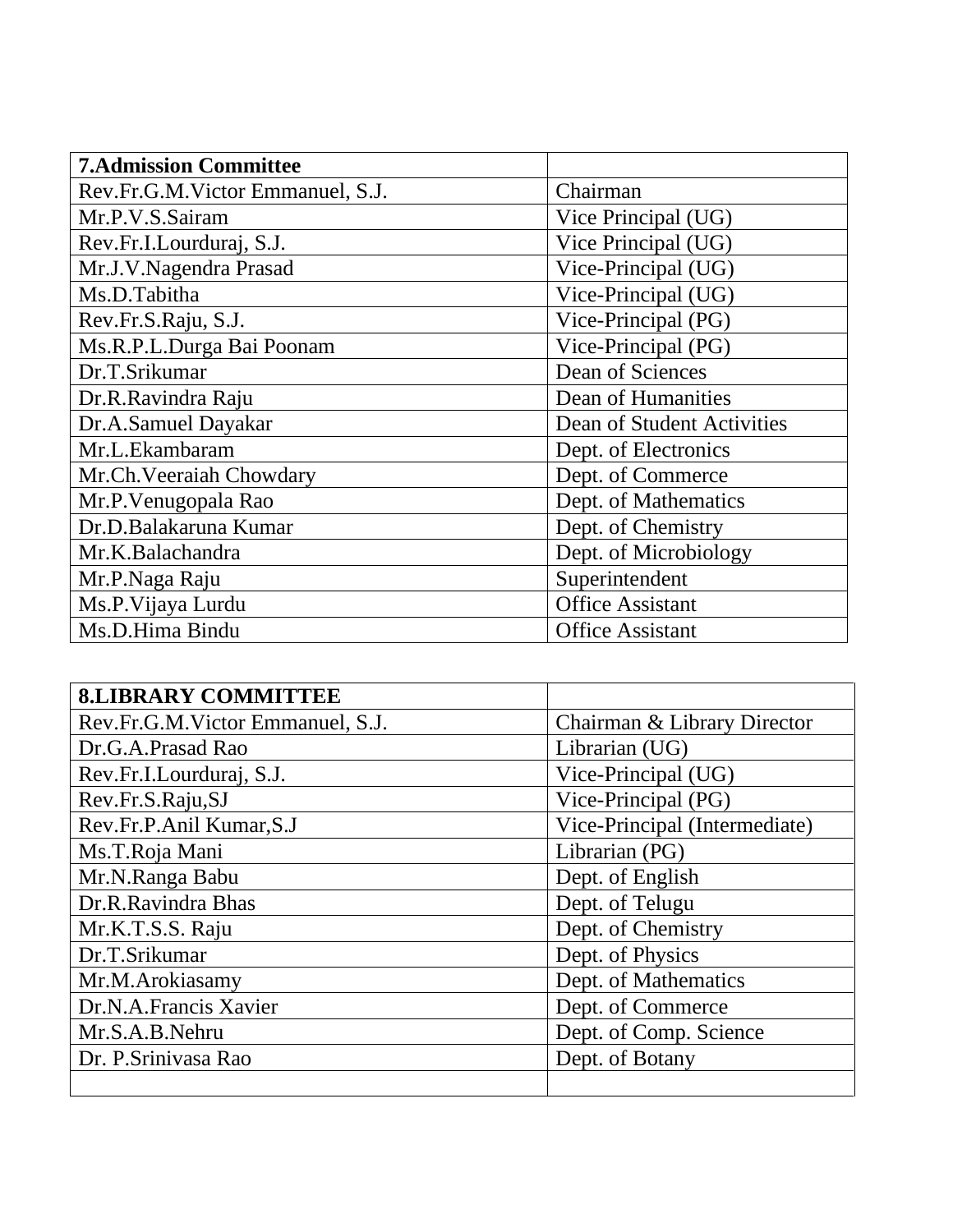| **7.Admission Committee** | |
|---|---|
| Rev.Fr.G.M.Victor Emmanuel, S.J. | Chairman |
| Mr.P.V.S.Sairam | Vice Principal (UG) |
| Rev.Fr.I.Lourduraj, S.J. | Vice Principal (UG) |
| Mr.J.V.Nagendra Prasad | Vice-Principal (UG) |
| Ms.D.Tabitha | Vice-Principal (UG) |
| Rev.Fr.S.Raju, S.J. | Vice-Principal (PG) |
| Ms.R.P.L.Durga Bai Poonam | Vice-Principal (PG) |
| Dr.T.Srikumar | Dean of Sciences |
| Dr.R.Ravindra Raju | Dean of Humanities |
| Dr.A.Samuel Dayakar | Dean of Student Activities |
| Mr.L.Ekambaram | Dept. of Electronics |
| Mr.Ch.Veeraiah Chowdary | Dept. of Commerce |
| Mr.P.Venugopala Rao | Dept. of Mathematics |
| Dr.D.Balakaruna Kumar | Dept. of Chemistry |
| Mr.K.Balachandra | Dept. of Microbiology |
| Mr.P.Naga Raju | Superintendent |
| Ms.P.Vijaya Lurdu | Office Assistant |
| Ms.D.Hima Bindu | Office Assistant |

| **8.LIBRARY COMMITTEE** | |
|---|---|
| Rev.Fr.G.M.Victor Emmanuel, S.J. | Chairman & Library Director |
| Dr.G.A.Prasad Rao | Librarian (UG) |
| Rev.Fr.I.Lourduraj, S.J. | Vice-Principal (UG) |
| Rev.Fr.S.Raju,SJ | Vice-Principal (PG) |
| Rev.Fr.P.Anil Kumar,S.J | Vice-Principal (Intermediate) |
| Ms.T.Roja Mani | Librarian (PG) |
| Mr.N.Ranga Babu | Dept. of English |
| Dr.R.Ravindra Bhas | Dept. of Telugu |
| Mr.K.T.S.S. Raju | Dept. of Chemistry |
| Dr.T.Srikumar | Dept. of Physics |
| Mr.M.Arokiasamy | Dept. of Mathematics |
| Dr.N.A.Francis Xavier | Dept. of Commerce |
| Mr.S.A.B.Nehru | Dept. of Comp. Science |
| Dr. P.Srinivasa Rao | Dept. of Botany |
| | |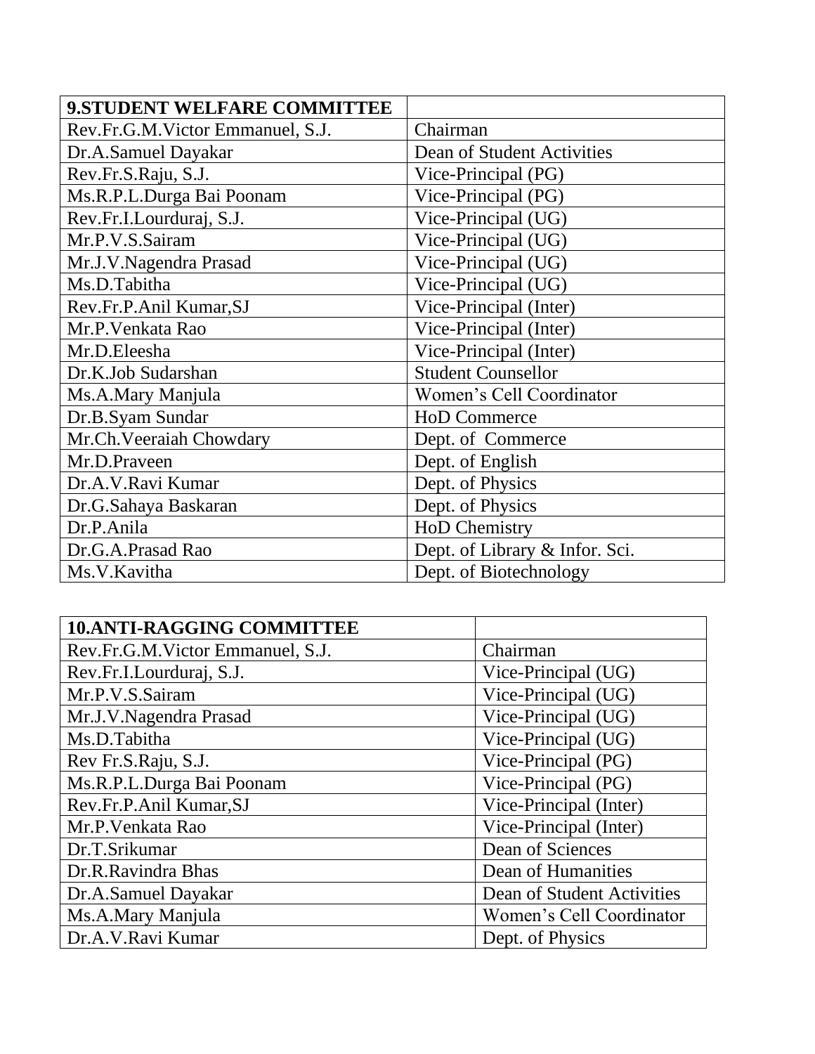| **9.STUDENT WELFARE COMMITTEE** | |
| --- | --- |
| Rev.Fr.G.M.Victor Emmanuel, S.J. | Chairman |
| Dr.A.Samuel Dayakar | Dean of Student Activities |
| Rev.Fr.S.Raju, S.J. | Vice-Principal (PG) |
| Ms.R.P.L.Durga Bai Poonam | Vice-Principal (PG) |
| Rev.Fr.I.Lourduraj, S.J. | Vice-Principal (UG) |
| Mr.P.V.S.Sairam | Vice-Principal (UG) |
| Mr.J.V.Nagendra Prasad | Vice-Principal (UG) |
| Ms.D.Tabitha | Vice-Principal (UG) |
| Rev.Fr.P.Anil Kumar,SJ | Vice-Principal (Inter) |
| Mr.P.Venkata Rao | Vice-Principal (Inter) |
| Mr.D.Eleesha | Vice-Principal (Inter) |
| Dr.K.Job Sudarshan | Student Counsellor |
| Ms.A.Mary Manjula | Women's Cell Coordinator |
| Dr.B.Syam Sundar | HoD Commerce |
| Mr.Ch.Veeraiah Chowdary | Dept. of Commerce |
| Mr.D.Praveen | Dept. of English |
| Dr.A.V.Ravi Kumar | Dept. of Physics |
| Dr.G.Sahaya Baskaran | Dept. of Physics |
| Dr.P.Anila | HoD Chemistry |
| Dr.G.A.Prasad Rao | Dept. of Library & Infor. Sci. |
| Ms.V.Kavitha | Dept. of Biotechnology |

| **10.ANTI-RAGGING COMMITTEE** | |
| --- | --- |
| Rev.Fr.G.M.Victor Emmanuel, S.J. | Chairman |
| Rev.Fr.I.Lourduraj, S.J. | Vice-Principal (UG) |
| Mr.P.V.S.Sairam | Vice-Principal (UG) |
| Mr.J.V.Nagendra Prasad | Vice-Principal (UG) |
| Ms.D.Tabitha | Vice-Principal (UG) |
| Rev Fr.S.Raju, S.J. | Vice-Principal (PG) |
| Ms.R.P.L.Durga Bai Poonam | Vice-Principal (PG) |
| Rev.Fr.P.Anil Kumar,SJ | Vice-Principal (Inter) |
| Mr.P.Venkata Rao | Vice-Principal (Inter) |
| Dr.T.Srikumar | Dean of Sciences |
| Dr.R.Ravindra Bhas | Dean of Humanities |
| Dr.A.Samuel Dayakar | Dean of Student Activities |
| Ms.A.Mary Manjula | Women's Cell Coordinator |
| Dr.A.V.Ravi Kumar | Dept. of Physics |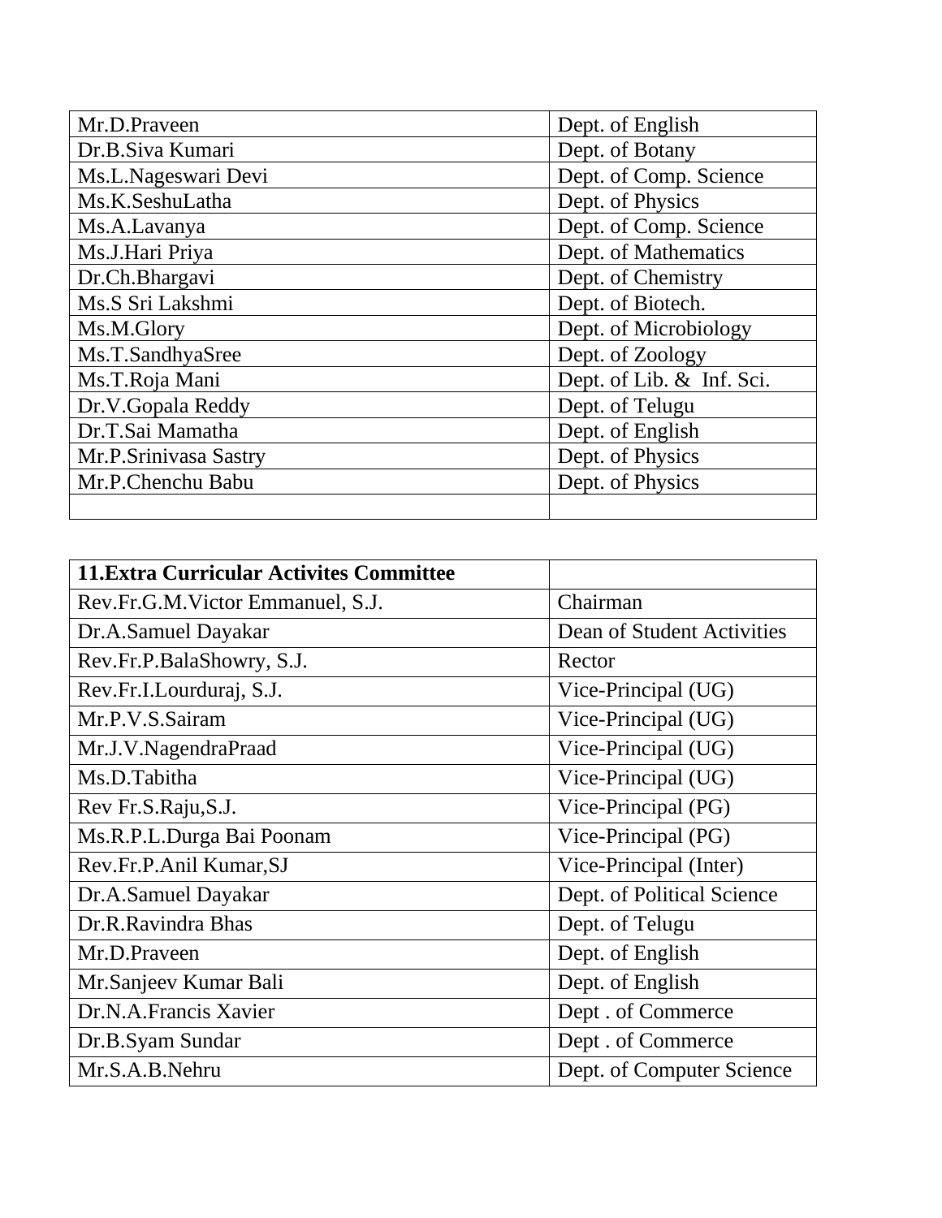| | |
|---|---|
| Mr.D.Praveen | Dept. of English |
| Dr.B.Siva Kumari | Dept. of Botany |
| Ms.L.Nageswari Devi | Dept. of Comp. Science |
| Ms.K.SeshuLatha | Dept. of Physics |
| Ms.A.Lavanya | Dept. of Comp. Science |
| Ms.J.Hari Priya | Dept. of Mathematics |
| Dr.Ch.Bhargavi | Dept. of Chemistry |
| Ms.S Sri Lakshmi | Dept. of Biotech. |
| Ms.M.Glory | Dept. of Microbiology |
| Ms.T.SandhyaSree | Dept. of Zoology |
| Ms.T.Roja Mani | Dept. of Lib. & Inf. Sci. |
| Dr.V.Gopala Reddy | Dept. of Telugu |
| Dr.T.Sai Mamatha | Dept. of English |
| Mr.P.Srinivasa Sastry | Dept. of Physics |
| Mr.P.Chenchu Babu | Dept. of Physics |
| | |

| **11.Extra Curricular Activites Committee** | |
|---|---|
| Rev.Fr.G.M.Victor Emmanuel, S.J. | Chairman |
| Dr.A.Samuel Dayakar | Dean of Student Activities |
| Rev.Fr.P.BalaShowry, S.J. | Rector |
| Rev.Fr.I.Lourduraj, S.J. | Vice-Principal (UG) |
| Mr.P.V.S.Sairam | Vice-Principal (UG) |
| Mr.J.V.NagendraPraad | Vice-Principal (UG) |
| Ms.D.Tabitha | Vice-Principal (UG) |
| Rev Fr.S.Raju,S.J. | Vice-Principal (PG) |
| Ms.R.P.L.Durga Bai Poonam | Vice-Principal (PG) |
| Rev.Fr.P.Anil Kumar,SJ | Vice-Principal (Inter) |
| Dr.A.Samuel Dayakar | Dept. of Political Science |
| Dr.R.Ravindra Bhas | Dept. of Telugu |
| Mr.D.Praveen | Dept. of English |
| Mr.Sanjeev Kumar Bali | Dept. of English |
| Dr.N.A.Francis Xavier | Dept . of Commerce |
| Dr.B.Syam Sundar | Dept . of Commerce |
| Mr.S.A.B.Nehru | Dept. of Computer Science |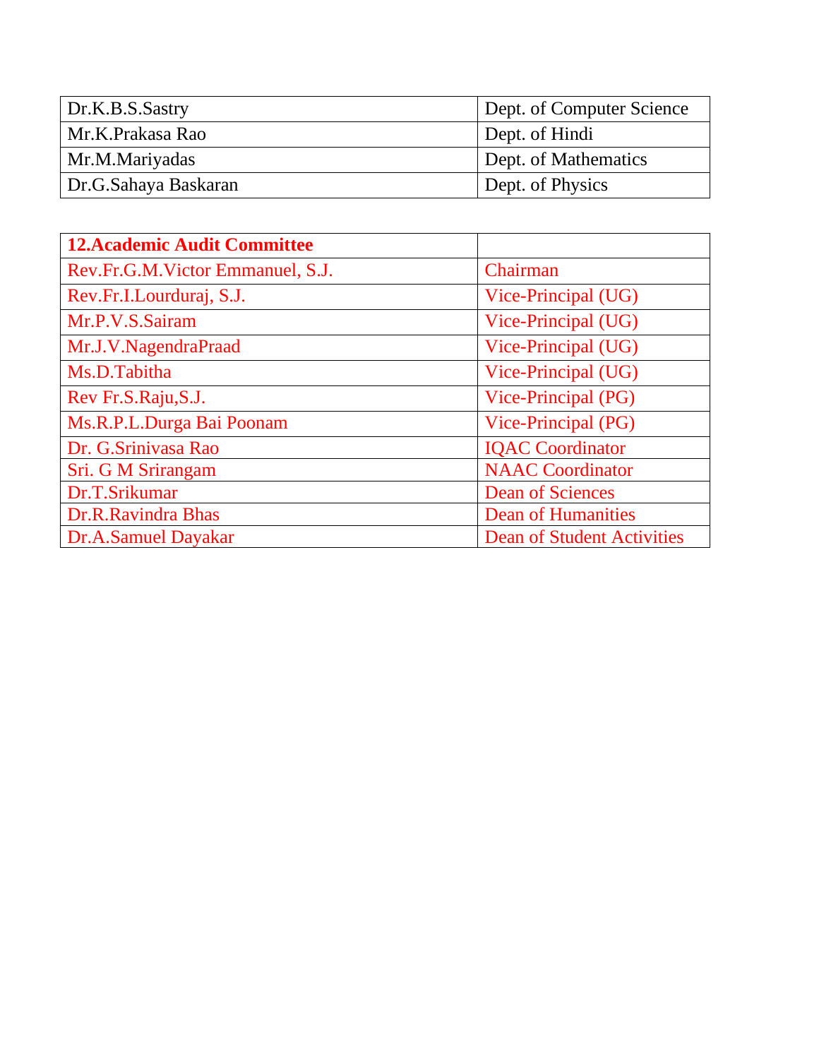| | |
|---|---|
| Dr.K.B.S.Sastry | Dept. of Computer Science |
| Mr.K.Prakasa Rao | Dept. of Hindi |
| Mr.M.Mariyadas | Dept. of Mathematics |
| Dr.G.Sahaya Baskaran | Dept. of Physics |

| **12.Academic Audit Committee** | |
|---|---|
| Rev.Fr.G.M.Victor Emmanuel, S.J. | Chairman |
| Rev.Fr.I.Lourduraj, S.J. | Vice-Principal (UG) |
| Mr.P.V.S.Sairam | Vice-Principal (UG) |
| Mr.J.V.NagendraPraad | Vice-Principal (UG) |
| Ms.D.Tabitha | Vice-Principal (UG) |
| Rev Fr.S.Raju,S.J. | Vice-Principal (PG) |
| Ms.R.P.L.Durga Bai Poonam | Vice-Principal (PG) |
| Dr. G.Srinivasa Rao | IQAC Coordinator |
| Sri. G M Srirangam | NAAC Coordinator |
| Dr.T.Srikumar | Dean of Sciences |
| Dr.R.Ravindra Bhas | Dean of Humanities |
| Dr.A.Samuel Dayakar | Dean of Student Activities |